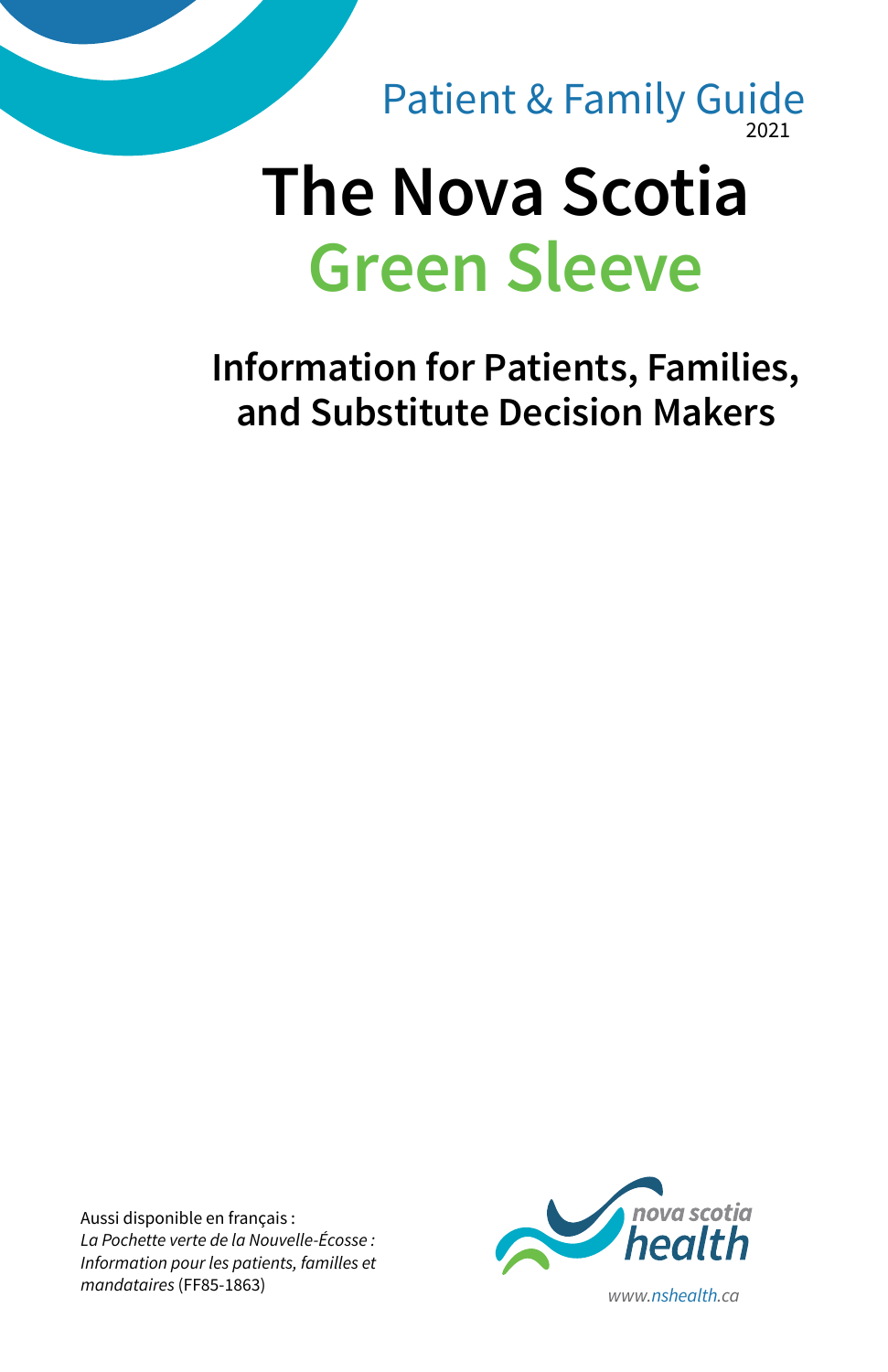Patient & Family Guide
2021

# The Nova Scotia Green Sleeve

## Information for Patients, Families, and Substitute Decision Makers

Aussi disponible en français :
*La Pochette verte de la Nouvelle-Écosse : Information pour les patients, familles et mandataires* (FF85-1863)

nova scotia health

www.nshealth.ca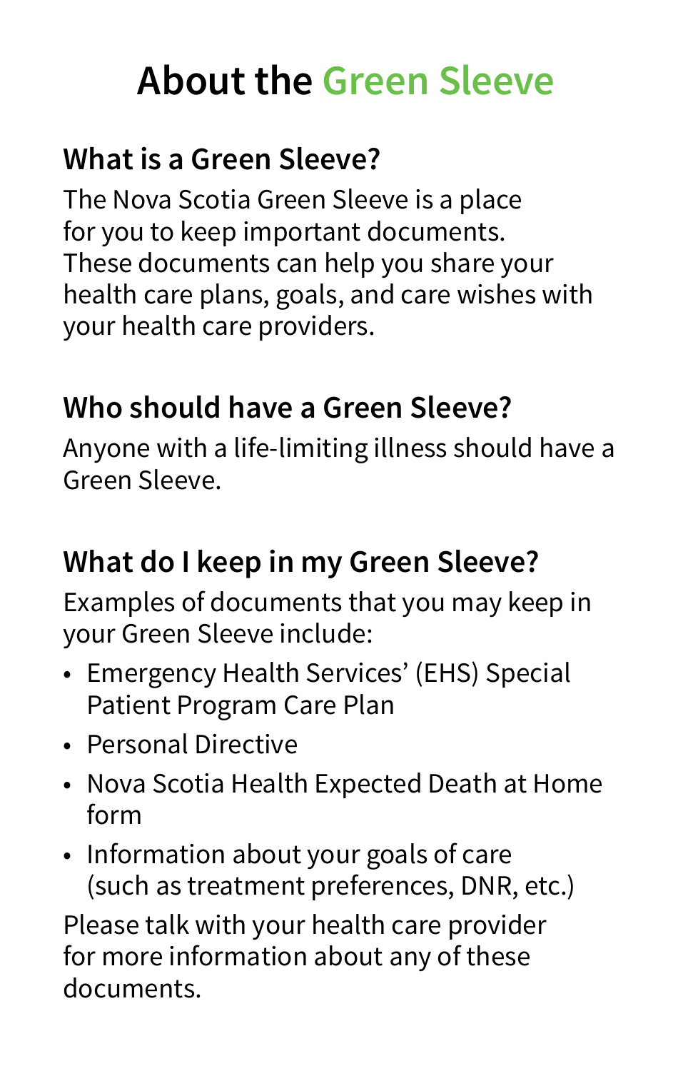# About the Green Sleeve

## What is a Green Sleeve?

The Nova Scotia Green Sleeve is a place for you to keep important documents. These documents can help you share your health care plans, goals, and care wishes with your health care providers.

## Who should have a Green Sleeve?

Anyone with a life-limiting illness should have a Green Sleeve.

## What do I keep in my Green Sleeve?

Examples of documents that you may keep in your Green Sleeve include:

- Emergency Health Services' (EHS) Special Patient Program Care Plan
- Personal Directive
- Nova Scotia Health Expected Death at Home form
- Information about your goals of care (such as treatment preferences, DNR, etc.)

Please talk with your health care provider for more information about any of these documents.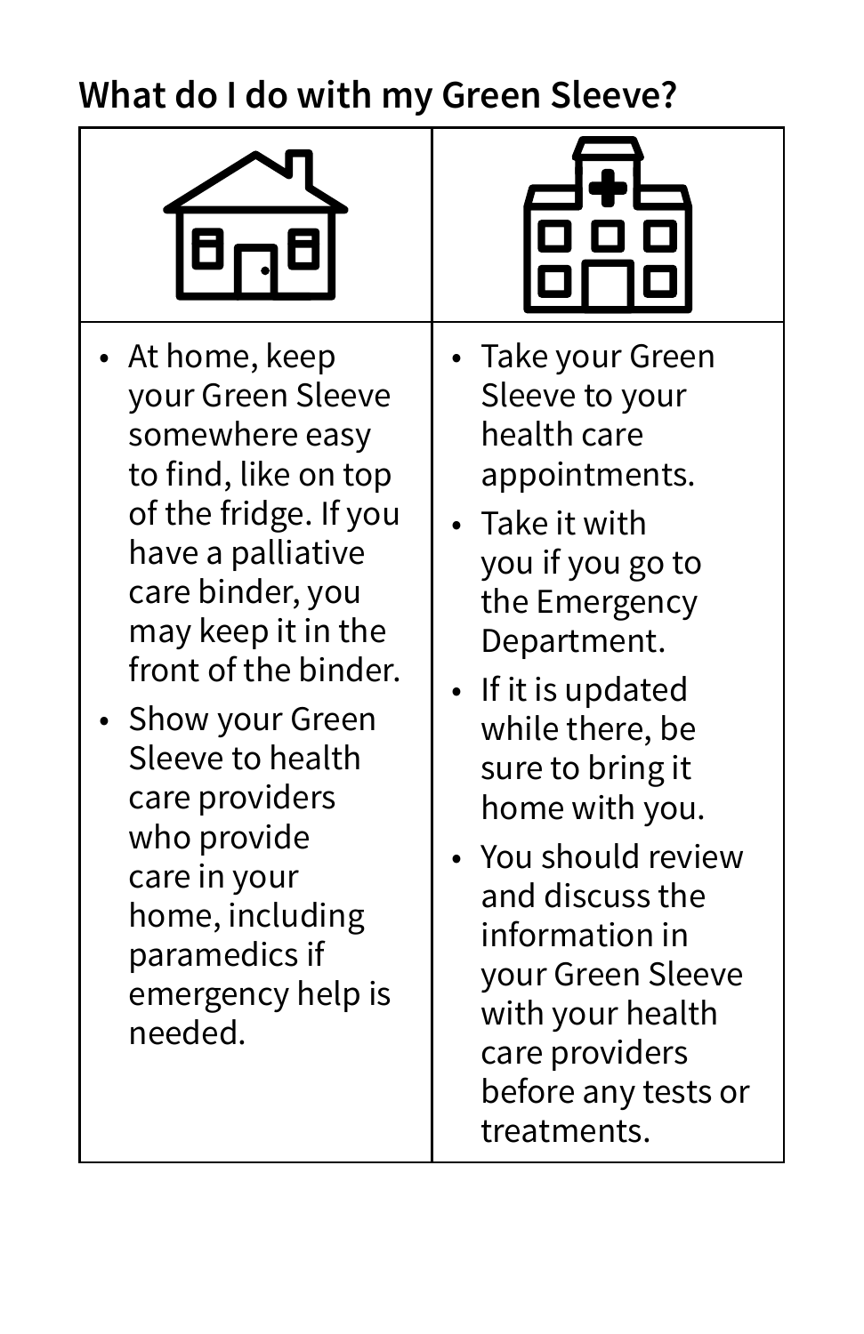## What do I do with my Green Sleeve?

| At home | At health care appointments |
| --- | --- |
| • At home, keep your Green Sleeve somewhere easy to find, like on top of the fridge. If you have a palliative care binder, you may keep it in the front of the binder.<br>• Show your Green Sleeve to health care providers who provide care in your home, including paramedics if emergency help is needed. | • Take your Green Sleeve to your health care appointments.<br>• Take it with you if you go to the Emergency Department.<br>• If it is updated while there, be sure to bring it home with you.<br>• You should review and discuss the information in your Green Sleeve with your health care providers before any tests or treatments. |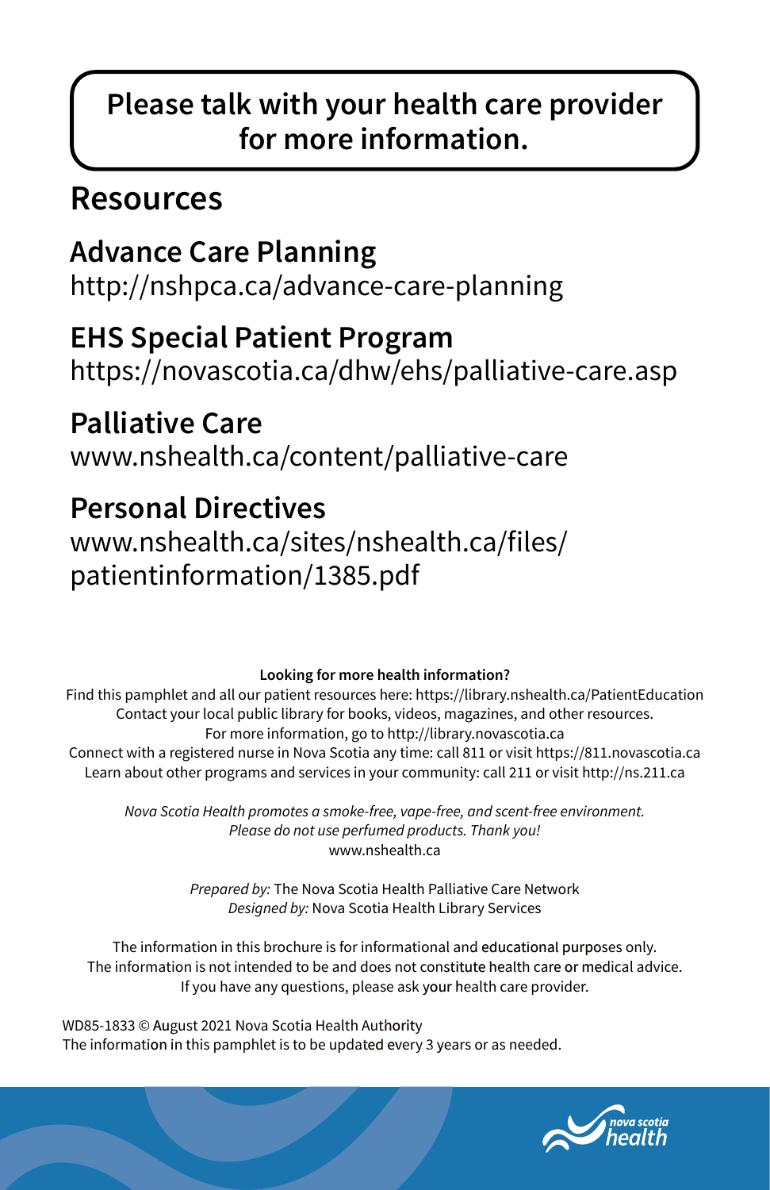**Please talk with your health care provider for more information.**

## Resources

### Advance Care Planning

http://nshpca.ca/advance-care-planning

### EHS Special Patient Program

https://novascotia.ca/dhw/ehs/palliative-care.asp

### Palliative Care

www.nshealth.ca/content/palliative-care

### Personal Directives

www.nshealth.ca/sites/nshealth.ca/files/patientinformation/1385.pdf

**Looking for more health information?**

Find this pamphlet and all our patient resources here: https://library.nshealth.ca/PatientEducation
Contact your local public library for books, videos, magazines, and other resources.
For more information, go to http://library.novascotia.ca
Connect with a registered nurse in Nova Scotia any time: call 811 or visit https://811.novascotia.ca
Learn about other programs and services in your community: call 211 or visit http://ns.211.ca

*Nova Scotia Health promotes a smoke-free, vape-free, and scent-free environment.*
*Please do not use perfumed products. Thank you!*
www.nshealth.ca

*Prepared by:* The Nova Scotia Health Palliative Care Network
*Designed by:* Nova Scotia Health Library Services

The information in this brochure is for informational and educational purposes only.
The information is not intended to be and does not constitute health care or medical advice.
If you have any questions, please ask your health care provider.

WD85-1833 © August 2021 Nova Scotia Health Authority
The information in this pamphlet is to be updated every 3 years or as needed.

nova scotia health